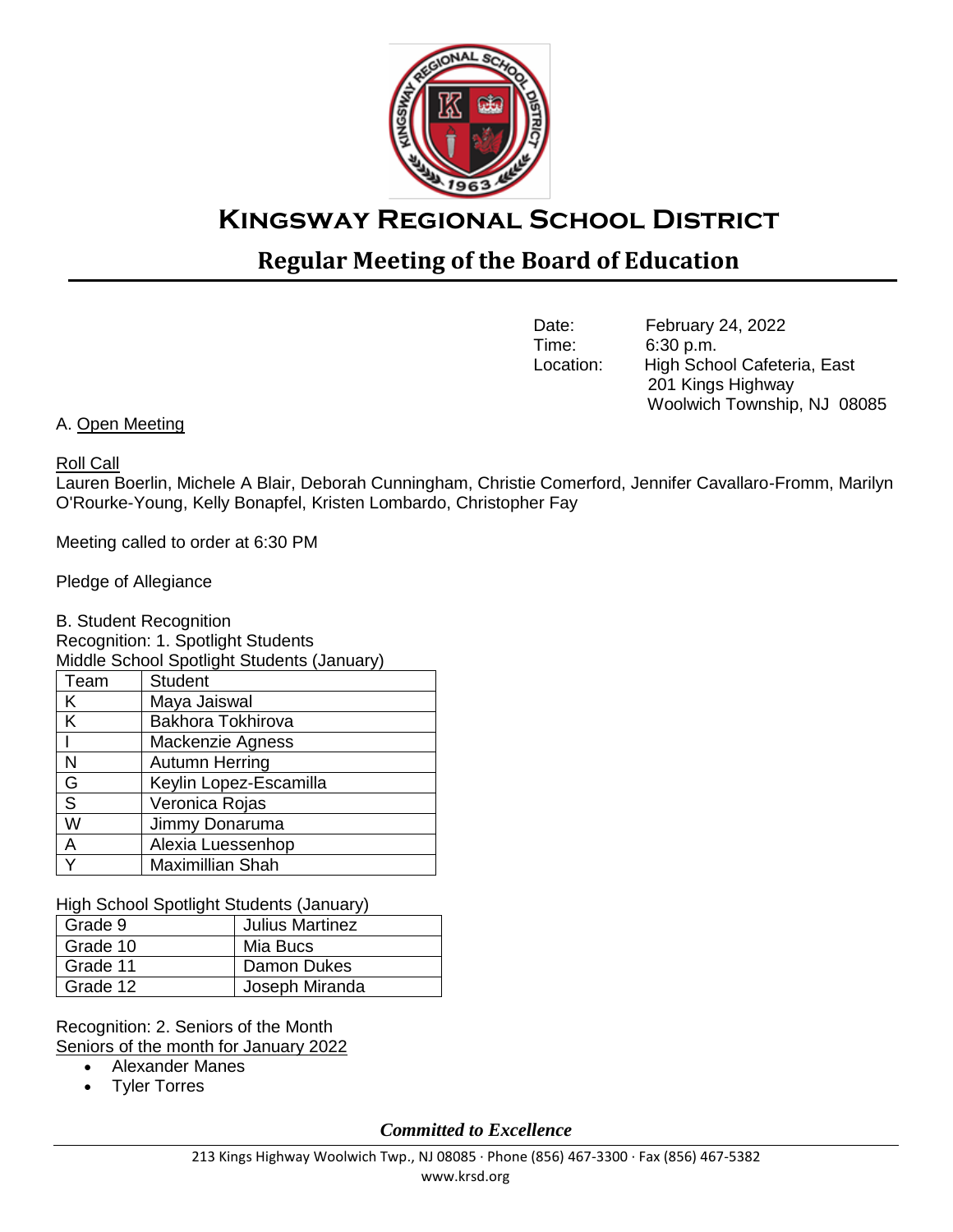# Kingsway Regional School District

## Regular Meeting of the Board of Education

Date: February 24, 2022
Time: 6:30 p.m.
Location: High School Cafeteria, East
201 Kings Highway
Woolwich Township, NJ 08085

A. Open Meeting

Roll Call
Lauren Boerlin, Michele A Blair, Deborah Cunningham, Christie Comerford, Jennifer Cavallaro-Fromm, Marilyn O'Rourke-Young, Kelly Bonapfel, Kristen Lombardo, Christopher Fay

Meeting called to order at 6:30 PM

Pledge of Allegiance

B. Student Recognition
Recognition: 1. Spotlight Students
Middle School Spotlight Students (January)

| Team | Student |
| --- | --- |
| K | Maya Jaiswal |
| K | Bakhora Tokhirova |
| I | Mackenzie Agness |
| N | Autumn Herring |
| G | Keylin Lopez-Escamilla |
| S | Veronica Rojas |
| W | Jimmy Donaruma |
| A | Alexia Luessenhop |
| Y | Maximillian Shah |

High School Spotlight Students (January)

| Grade | Student |
| --- | --- |
| Grade 9 | Julius Martinez |
| Grade 10 | Mia Bucs |
| Grade 11 | Damon Dukes |
| Grade 12 | Joseph Miranda |

Recognition: 2. Seniors of the Month
Seniors of the month for January 2022

- Alexander Manes
- Tyler Torres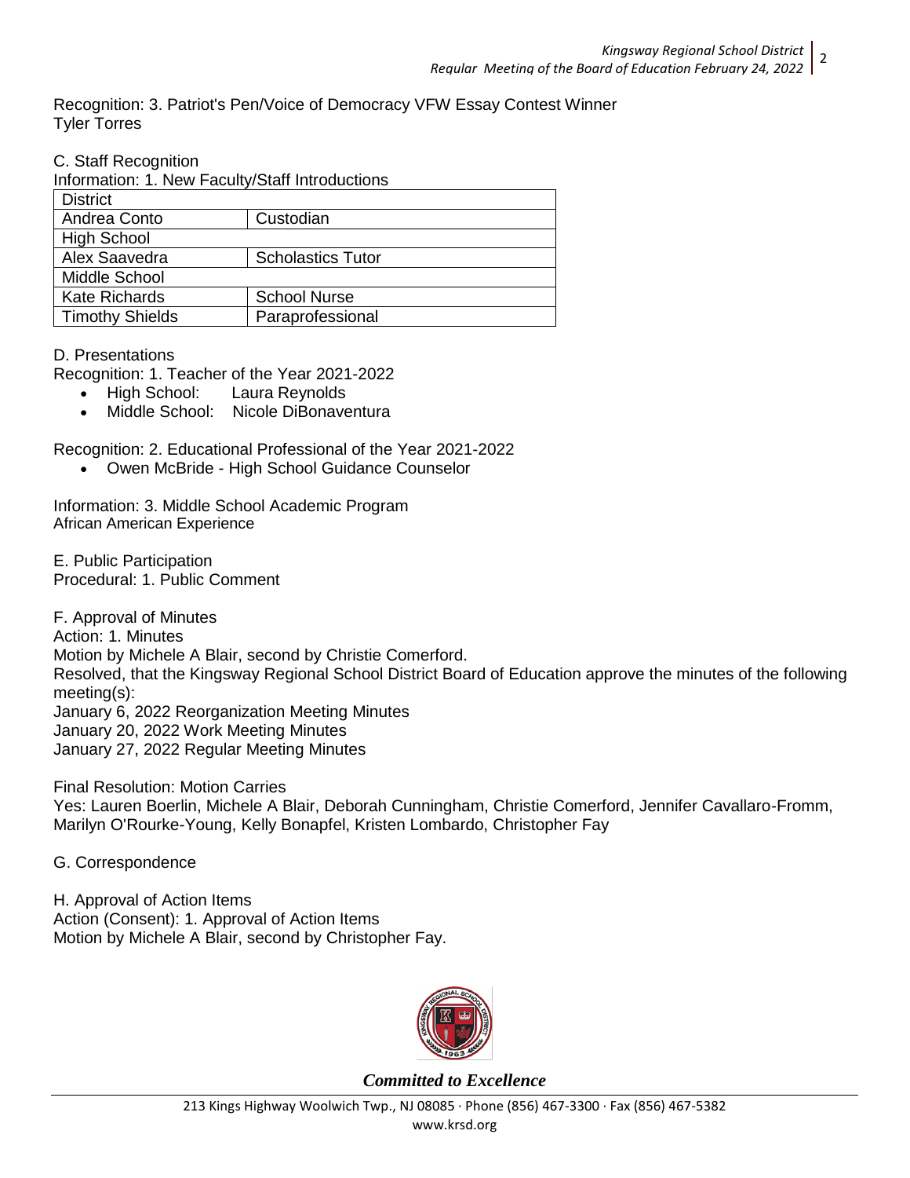Recognition: 3. Patriot's Pen/Voice of Democracy VFW Essay Contest Winner
Tyler Torres

C. Staff Recognition

Information: 1. New Faculty/Staff Introductions

| District | |
|---|---|
| Andrea Conto | Custodian |
| High School | |
| Alex Saavedra | Scholastics Tutor |
| Middle School | |
| Kate Richards | School Nurse |
| Timothy Shields | Paraprofessional |

D. Presentations

Recognition: 1. Teacher of the Year 2021-2022

- High School: Laura Reynolds
- Middle School: Nicole DiBonaventura

Recognition: 2. Educational Professional of the Year 2021-2022

- Owen McBride - High School Guidance Counselor

Information: 3. Middle School Academic Program
African American Experience

E. Public Participation
Procedural: 1. Public Comment

F. Approval of Minutes
Action: 1. Minutes
Motion by Michele A Blair, second by Christie Comerford.
Resolved, that the Kingsway Regional School District Board of Education approve the minutes of the following meeting(s):
January 6, 2022 Reorganization Meeting Minutes
January 20, 2022 Work Meeting Minutes
January 27, 2022 Regular Meeting Minutes

Final Resolution: Motion Carries
Yes: Lauren Boerlin, Michele A Blair, Deborah Cunningham, Christie Comerford, Jennifer Cavallaro-Fromm, Marilyn O'Rourke-Young, Kelly Bonapfel, Kristen Lombardo, Christopher Fay

G. Correspondence

H. Approval of Action Items
Action (Consent): 1. Approval of Action Items
Motion by Michele A Blair, second by Christopher Fay.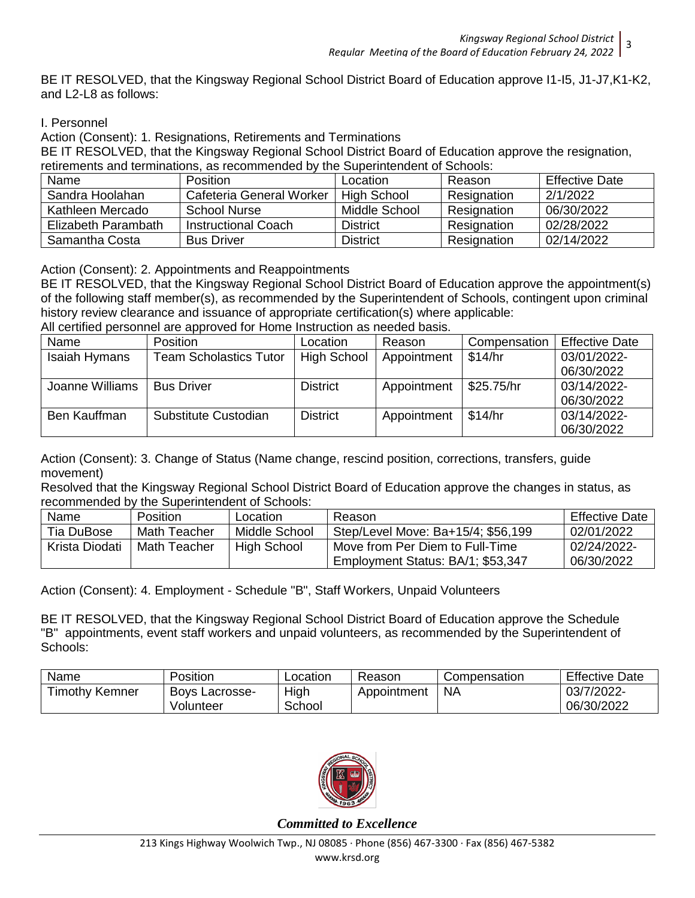BE IT RESOLVED, that the Kingsway Regional School District Board of Education approve I1-I5, J1-J7,K1-K2, and L2-L8 as follows:

I. Personnel

Action (Consent): 1. Resignations, Retirements and Terminations

BE IT RESOLVED, that the Kingsway Regional School District Board of Education approve the resignation, retirements and terminations, as recommended by the Superintendent of Schools:

| Name | Position | Location | Reason | Effective Date |
|---|---|---|---|---|
| Sandra Hoolahan | Cafeteria General Worker | High School | Resignation | 2/1/2022 |
| Kathleen Mercado | School Nurse | Middle School | Resignation | 06/30/2022 |
| Elizabeth Parambath | Instructional Coach | District | Resignation | 02/28/2022 |
| Samantha Costa | Bus Driver | District | Resignation | 02/14/2022 |

Action (Consent): 2. Appointments and Reappointments

BE IT RESOLVED, that the Kingsway Regional School District Board of Education approve the appointment(s) of the following staff member(s), as recommended by the Superintendent of Schools, contingent upon criminal history review clearance and issuance of appropriate certification(s) where applicable:

All certified personnel are approved for Home Instruction as needed basis.

| Name | Position | Location | Reason | Compensation | Effective Date |
|---|---|---|---|---|---|
| Isaiah Hymans | Team Scholastics Tutor | High School | Appointment | $14/hr | 03/01/2022-06/30/2022 |
| Joanne Williams | Bus Driver | District | Appointment | $25.75/hr | 03/14/2022-06/30/2022 |
| Ben Kauffman | Substitute Custodian | District | Appointment | $14/hr | 03/14/2022-06/30/2022 |

Action (Consent): 3. Change of Status (Name change, rescind position, corrections, transfers, guide movement)

Resolved that the Kingsway Regional School District Board of Education approve the changes in status, as recommended by the Superintendent of Schools:

| Name | Position | Location | Reason | Effective Date |
|---|---|---|---|---|
| Tia DuBose | Math Teacher | Middle School | Step/Level Move: Ba+15/4; $56,199 | 02/01/2022 |
| Krista Diodati | Math Teacher | High School | Move from Per Diem to Full-Time Employment Status: BA/1; $53,347 | 02/24/2022-06/30/2022 |

Action (Consent): 4. Employment - Schedule "B", Staff Workers, Unpaid Volunteers

BE IT RESOLVED, that the Kingsway Regional School District Board of Education approve the Schedule "B" appointments, event staff workers and unpaid volunteers, as recommended by the Superintendent of Schools:

| Name | Position | Location | Reason | Compensation | Effective Date |
|---|---|---|---|---|---|
| Timothy Kemner | Boys Lacrosse-Volunteer | High School | Appointment | NA | 03/7/2022-06/30/2022 |

*Committed to Excellence*

213 Kings Highway Woolwich Twp., NJ 08085 · Phone (856) 467-3300 · Fax (856) 467-5382
www.krsd.org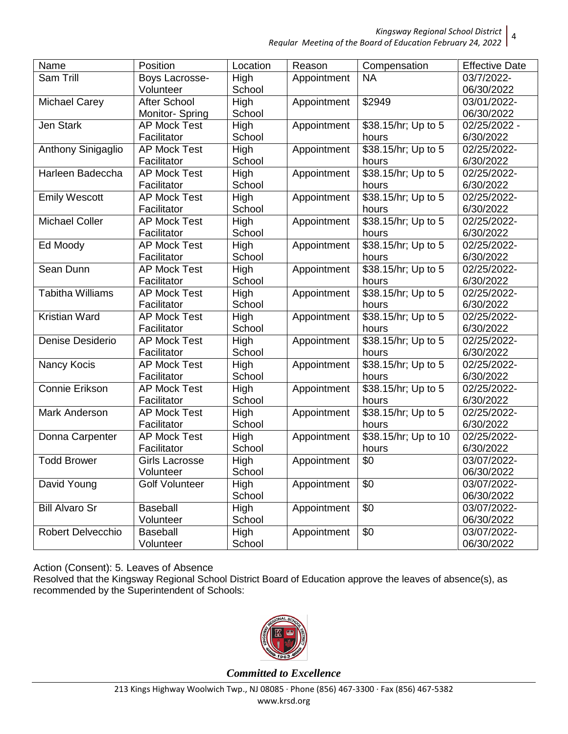| Name | Position | Location | Reason | Compensation | Effective Date |
| --- | --- | --- | --- | --- | --- |
| Sam Trill | Boys Lacrosse- Volunteer | High School | Appointment | NA | 03/7/2022- 06/30/2022 |
| Michael Carey | After School Monitor- Spring | High School | Appointment | $2949 | 03/01/2022- 06/30/2022 |
| Jen Stark | AP Mock Test Facilitator | High School | Appointment | $38.15/hr; Up to 5 hours | 02/25/2022 - 6/30/2022 |
| Anthony Sinigaglio | AP Mock Test Facilitator | High School | Appointment | $38.15/hr; Up to 5 hours | 02/25/2022- 6/30/2022 |
| Harleen Badeccha | AP Mock Test Facilitator | High School | Appointment | $38.15/hr; Up to 5 hours | 02/25/2022- 6/30/2022 |
| Emily Wescott | AP Mock Test Facilitator | High School | Appointment | $38.15/hr; Up to 5 hours | 02/25/2022- 6/30/2022 |
| Michael Coller | AP Mock Test Facilitator | High School | Appointment | $38.15/hr; Up to 5 hours | 02/25/2022- 6/30/2022 |
| Ed Moody | AP Mock Test Facilitator | High School | Appointment | $38.15/hr; Up to 5 hours | 02/25/2022- 6/30/2022 |
| Sean Dunn | AP Mock Test Facilitator | High School | Appointment | $38.15/hr; Up to 5 hours | 02/25/2022- 6/30/2022 |
| Tabitha Williams | AP Mock Test Facilitator | High School | Appointment | $38.15/hr; Up to 5 hours | 02/25/2022- 6/30/2022 |
| Kristian Ward | AP Mock Test Facilitator | High School | Appointment | $38.15/hr; Up to 5 hours | 02/25/2022- 6/30/2022 |
| Denise Desiderio | AP Mock Test Facilitator | High School | Appointment | $38.15/hr; Up to 5 hours | 02/25/2022- 6/30/2022 |
| Nancy Kocis | AP Mock Test Facilitator | High School | Appointment | $38.15/hr; Up to 5 hours | 02/25/2022- 6/30/2022 |
| Connie Erikson | AP Mock Test Facilitator | High School | Appointment | $38.15/hr; Up to 5 hours | 02/25/2022- 6/30/2022 |
| Mark Anderson | AP Mock Test Facilitator | High School | Appointment | $38.15/hr; Up to 5 hours | 02/25/2022- 6/30/2022 |
| Donna Carpenter | AP Mock Test Facilitator | High School | Appointment | $38.15/hr; Up to 10 hours | 02/25/2022- 6/30/2022 |
| Todd Brower | Girls Lacrosse Volunteer | High School | Appointment | $0 | 03/07/2022- 06/30/2022 |
| David Young | Golf Volunteer | High School | Appointment | $0 | 03/07/2022- 06/30/2022 |
| Bill Alvaro Sr | Baseball Volunteer | High School | Appointment | $0 | 03/07/2022- 06/30/2022 |
| Robert Delvecchio | Baseball Volunteer | High School | Appointment | $0 | 03/07/2022- 06/30/2022 |

Action (Consent): 5. Leaves of Absence

Resolved that the Kingsway Regional School District Board of Education approve the leaves of absence(s), as recommended by the Superintendent of Schools: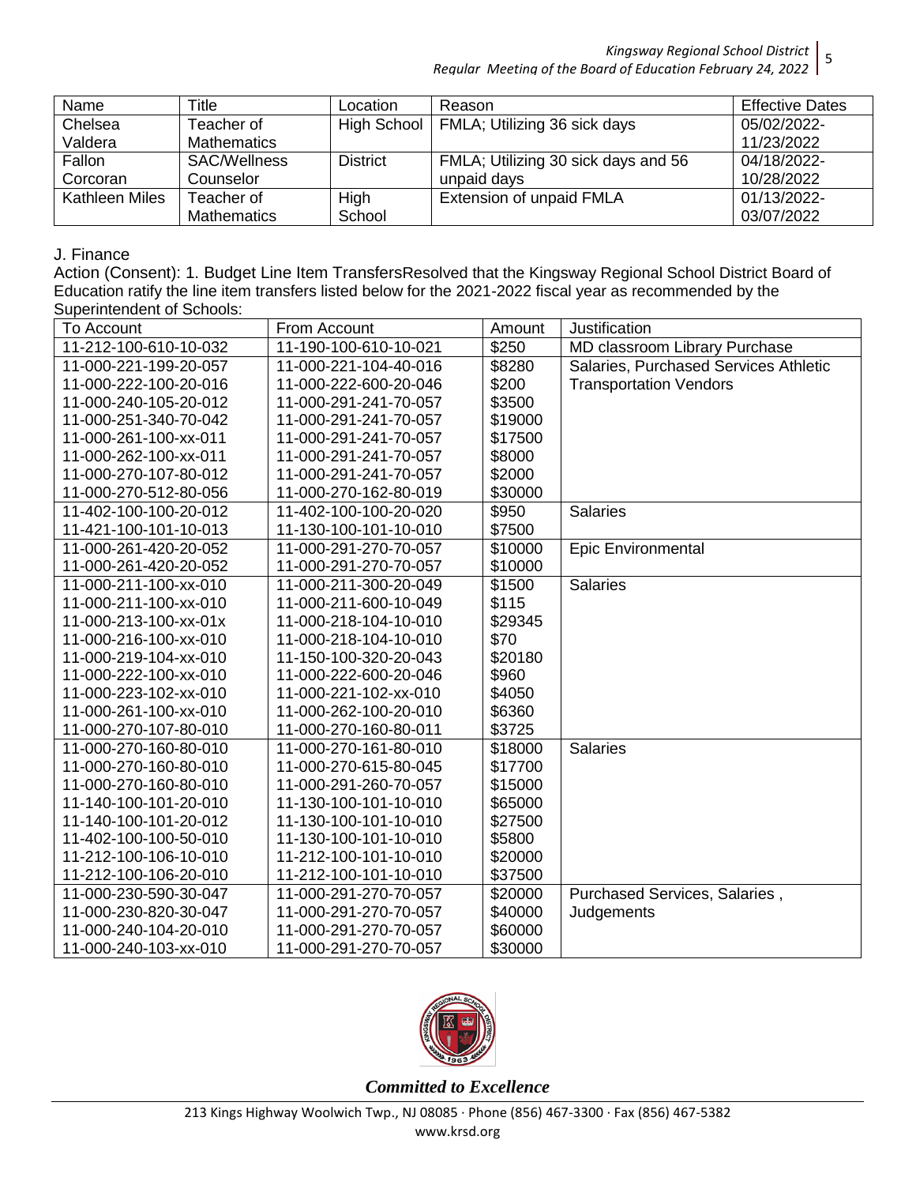| Name | Title | Location | Reason | Effective Dates |
|---|---|---|---|---|
| Chelsea Valdera | Teacher of Mathematics | High School | FMLA; Utilizing 36 sick days | 05/02/2022-11/23/2022 |
| Fallon Corcoran | SAC/Wellness Counselor | District | FMLA; Utilizing 30 sick days and 56 unpaid days | 04/18/2022-10/28/2022 |
| Kathleen Miles | Teacher of Mathematics | High School | Extension of unpaid FMLA | 01/13/2022-03/07/2022 |

J. Finance

Action (Consent): 1. Budget Line Item TransfersResolved that the Kingsway Regional School District Board of Education ratify the line item transfers listed below for the 2021-2022 fiscal year as recommended by the Superintendent of Schools:

| To Account | From Account | Amount | Justification |
|---|---|---|---|
| 11-212-100-610-10-032 | 11-190-100-610-10-021 | $250 | MD classroom Library Purchase |
| 11-000-221-199-20-057 | 11-000-221-104-40-016 | $8280 | Salaries, Purchased Services Athletic Transportation Vendors |
| 11-000-222-100-20-016 | 11-000-222-600-20-046 | $200 | |
| 11-000-240-105-20-012 | 11-000-291-241-70-057 | $3500 | |
| 11-000-251-340-70-042 | 11-000-291-241-70-057 | $19000 | |
| 11-000-261-100-xx-011 | 11-000-291-241-70-057 | $17500 | |
| 11-000-262-100-xx-011 | 11-000-291-241-70-057 | $8000 | |
| 11-000-270-107-80-012 | 11-000-291-241-70-057 | $2000 | |
| 11-000-270-512-80-056 | 11-000-270-162-80-019 | $30000 | |
| 11-402-100-100-20-012 | 11-402-100-100-20-020 | $950 | Salaries |
| 11-421-100-101-10-013 | 11-130-100-101-10-010 | $7500 | |
| 11-000-261-420-20-052 | 11-000-291-270-70-057 | $10000 | Epic Environmental |
| 11-000-261-420-20-052 | 11-000-291-270-70-057 | $10000 | |
| 11-000-211-100-xx-010 | 11-000-211-300-20-049 | $1500 | Salaries |
| 11-000-211-100-xx-010 | 11-000-211-600-10-049 | $115 | |
| 11-000-213-100-xx-01x | 11-000-218-104-10-010 | $29345 | |
| 11-000-216-100-xx-010 | 11-000-218-104-10-010 | $70 | |
| 11-000-219-104-xx-010 | 11-150-100-320-20-043 | $20180 | |
| 11-000-222-100-xx-010 | 11-000-222-600-20-046 | $960 | |
| 11-000-223-102-xx-010 | 11-000-221-102-xx-010 | $4050 | |
| 11-000-261-100-xx-010 | 11-000-262-100-20-010 | $6360 | |
| 11-000-270-107-80-010 | 11-000-270-160-80-011 | $3725 | |
| 11-000-270-160-80-010 | 11-000-270-161-80-010 | $18000 | Salaries |
| 11-000-270-160-80-010 | 11-000-270-615-80-045 | $17700 | |
| 11-000-270-160-80-010 | 11-000-291-260-70-057 | $15000 | |
| 11-140-100-101-20-010 | 11-130-100-101-10-010 | $65000 | |
| 11-140-100-101-20-012 | 11-130-100-101-10-010 | $27500 | |
| 11-402-100-100-50-010 | 11-130-100-101-10-010 | $5800 | |
| 11-212-100-106-10-010 | 11-212-100-101-10-010 | $20000 | |
| 11-212-100-106-20-010 | 11-212-100-101-10-010 | $37500 | |
| 11-000-230-590-30-047 | 11-000-291-270-70-057 | $20000 | Purchased Services, Salaries , Judgements |
| 11-000-230-820-30-047 | 11-000-291-270-70-057 | $40000 | |
| 11-000-240-104-20-010 | 11-000-291-270-70-057 | $60000 | |
| 11-000-240-103-xx-010 | 11-000-291-270-70-057 | $30000 | |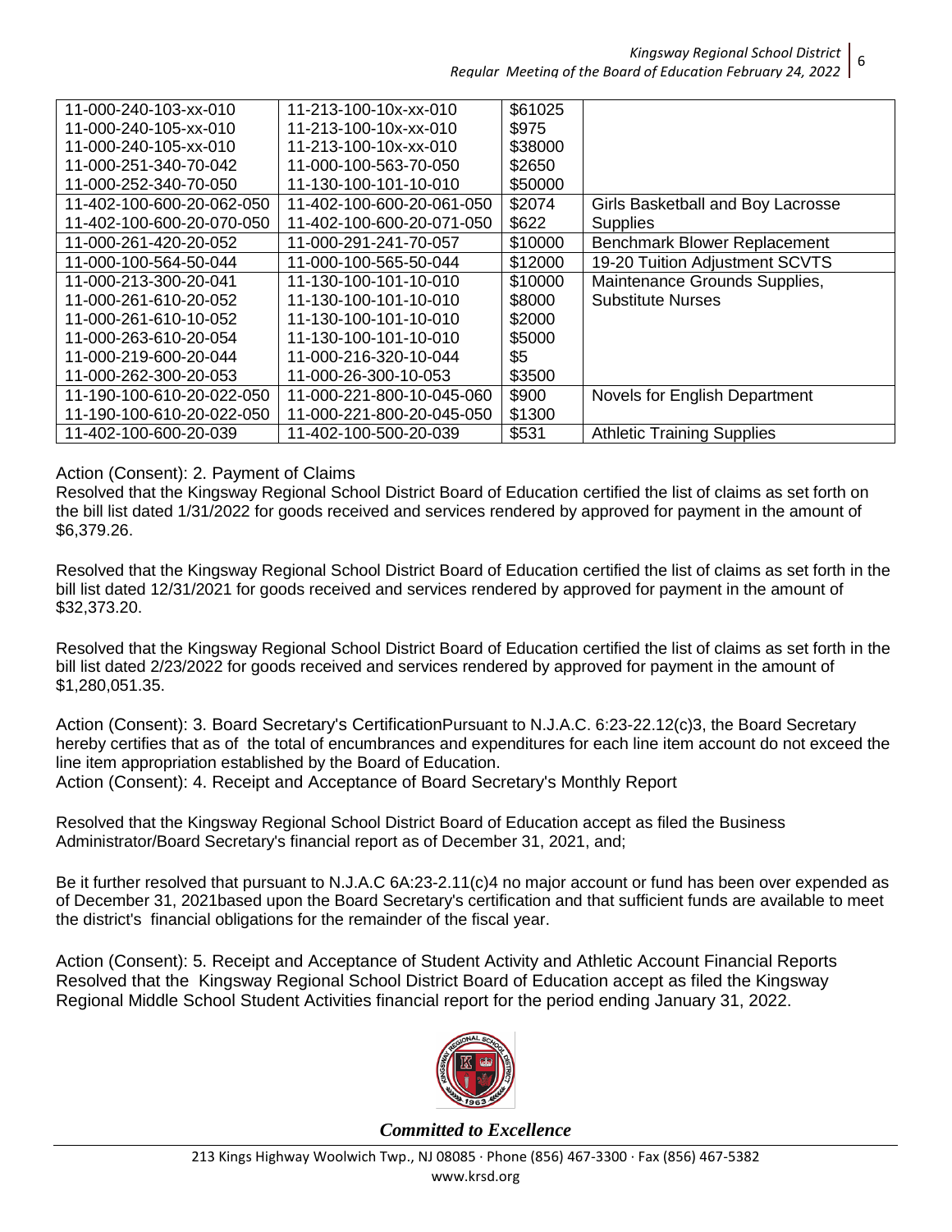| | | | |
|---|---|---|---|
| 11-000-240-103-xx-010 | 11-213-100-10x-xx-010 | $61025 | |
| 11-000-240-105-xx-010 | 11-213-100-10x-xx-010 | $975 | |
| 11-000-240-105-xx-010 | 11-213-100-10x-xx-010 | $38000 | |
| 11-000-251-340-70-042 | 11-000-100-563-70-050 | $2650 | |
| 11-000-252-340-70-050 | 11-130-100-101-10-010 | $50000 | |
| 11-402-100-600-20-062-050 | 11-402-100-600-20-061-050 | $2074 | Girls Basketball and Boy Lacrosse |
| 11-402-100-600-20-070-050 | 11-402-100-600-20-071-050 | $622 | Supplies |
| 11-000-261-420-20-052 | 11-000-291-241-70-057 | $10000 | Benchmark Blower Replacement |
| 11-000-100-564-50-044 | 11-000-100-565-50-044 | $12000 | 19-20 Tuition Adjustment SCVTS |
| 11-000-213-300-20-041 | 11-130-100-101-10-010 | $10000 | Maintenance Grounds Supplies, |
| 11-000-261-610-20-052 | 11-130-100-101-10-010 | $8000 | Substitute Nurses |
| 11-000-261-610-10-052 | 11-130-100-101-10-010 | $2000 | |
| 11-000-263-610-20-054 | 11-130-100-101-10-010 | $5000 | |
| 11-000-219-600-20-044 | 11-000-216-320-10-044 | $5 | |
| 11-000-262-300-20-053 | 11-000-26-300-10-053 | $3500 | |
| 11-190-100-610-20-022-050 | 11-000-221-800-10-045-060 | $900 | Novels for English Department |
| 11-190-100-610-20-022-050 | 11-000-221-800-20-045-050 | $1300 | |
| 11-402-100-600-20-039 | 11-402-100-500-20-039 | $531 | Athletic Training Supplies |

Action (Consent): 2. Payment of Claims
Resolved that the Kingsway Regional School District Board of Education certified the list of claims as set forth on the bill list dated 1/31/2022 for goods received and services rendered by approved for payment in the amount of $6,379.26.

Resolved that the Kingsway Regional School District Board of Education certified the list of claims as set forth in the bill list dated 12/31/2021 for goods received and services rendered by approved for payment in the amount of $32,373.20.

Resolved that the Kingsway Regional School District Board of Education certified the list of claims as set forth in the bill list dated 2/23/2022 for goods received and services rendered by approved for payment in the amount of $1,280,051.35.

Action (Consent): 3. Board Secretary's CertificationPursuant to N.J.A.C. 6:23-22.12(c)3, the Board Secretary hereby certifies that as of the total of encumbrances and expenditures for each line item account do not exceed the line item appropriation established by the Board of Education.
Action (Consent): 4. Receipt and Acceptance of Board Secretary's Monthly Report

Resolved that the Kingsway Regional School District Board of Education accept as filed the Business Administrator/Board Secretary's financial report as of December 31, 2021, and;

Be it further resolved that pursuant to N.J.A.C 6A:23-2.11(c)4 no major account or fund has been over expended as of December 31, 2021based upon the Board Secretary's certification and that sufficient funds are available to meet the district's financial obligations for the remainder of the fiscal year.

Action (Consent): 5. Receipt and Acceptance of Student Activity and Athletic Account Financial Reports
Resolved that the Kingsway Regional School District Board of Education accept as filed the Kingsway Regional Middle School Student Activities financial report for the period ending January 31, 2022.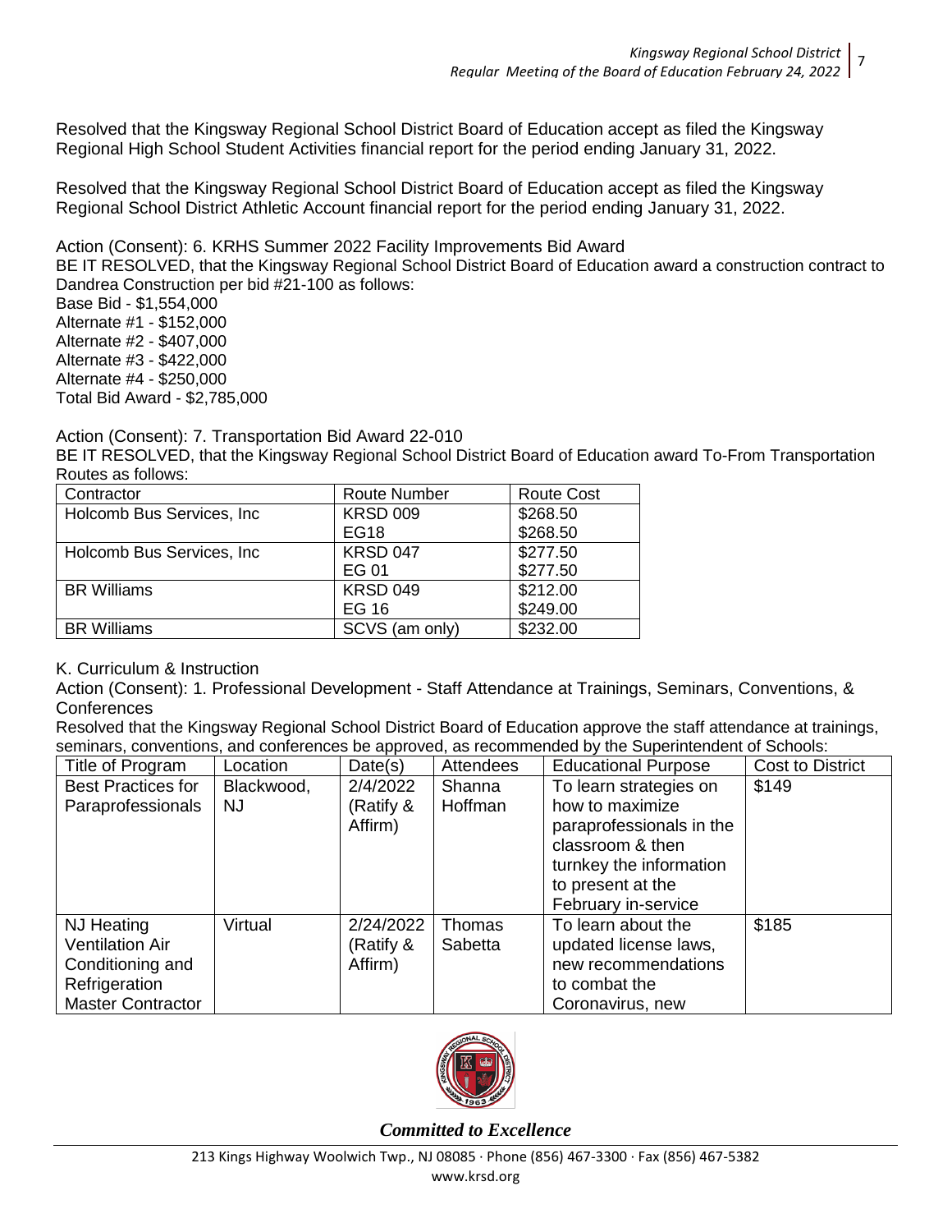Resolved that the Kingsway Regional School District Board of Education accept as filed the Kingsway Regional High School Student Activities financial report for the period ending January 31, 2022.

Resolved that the Kingsway Regional School District Board of Education accept as filed the Kingsway Regional School District Athletic Account financial report for the period ending January 31, 2022.

Action (Consent): 6. KRHS Summer 2022 Facility Improvements Bid Award

BE IT RESOLVED, that the Kingsway Regional School District Board of Education award a construction contract to Dandrea Construction per bid #21-100 as follows:

Base Bid - $1,554,000
Alternate #1 - $152,000
Alternate #2 - $407,000
Alternate #3 - $422,000
Alternate #4 - $250,000
Total Bid Award - $2,785,000

Action (Consent): 7. Transportation Bid Award 22-010

BE IT RESOLVED, that the Kingsway Regional School District Board of Education award To-From Transportation Routes as follows:

| Contractor | Route Number | Route Cost |
|---|---|---|
| Holcomb Bus Services, Inc | KRSD 009<br>EG18 | $268.50<br>$268.50 |
| Holcomb Bus Services, Inc | KRSD 047<br>EG 01 | $277.50<br>$277.50 |
| BR Williams | KRSD 049<br>EG 16 | $212.00<br>$249.00 |
| BR Williams | SCVS (am only) | $232.00 |

K. Curriculum & Instruction

Action (Consent): 1. Professional Development - Staff Attendance at Trainings, Seminars, Conventions, & Conferences

Resolved that the Kingsway Regional School District Board of Education approve the staff attendance at trainings, seminars, conventions, and conferences be approved, as recommended by the Superintendent of Schools:

| Title of Program | Location | Date(s) | Attendees | Educational Purpose | Cost to District |
|---|---|---|---|---|---|
| Best Practices for Paraprofessionals | Blackwood, NJ | 2/4/2022 (Ratify & Affirm) | Shanna Hoffman | To learn strategies on how to maximize paraprofessionals in the classroom & then turnkey the information to present at the February in-service | $149 |
| NJ Heating Ventilation Air Conditioning and Refrigeration Master Contractor | Virtual | 2/24/2022 (Ratify & Affirm) | Thomas Sabetta | To learn about the updated license laws, new recommendations to combat the Coronavirus, new | $185 |

*Committed to Excellence*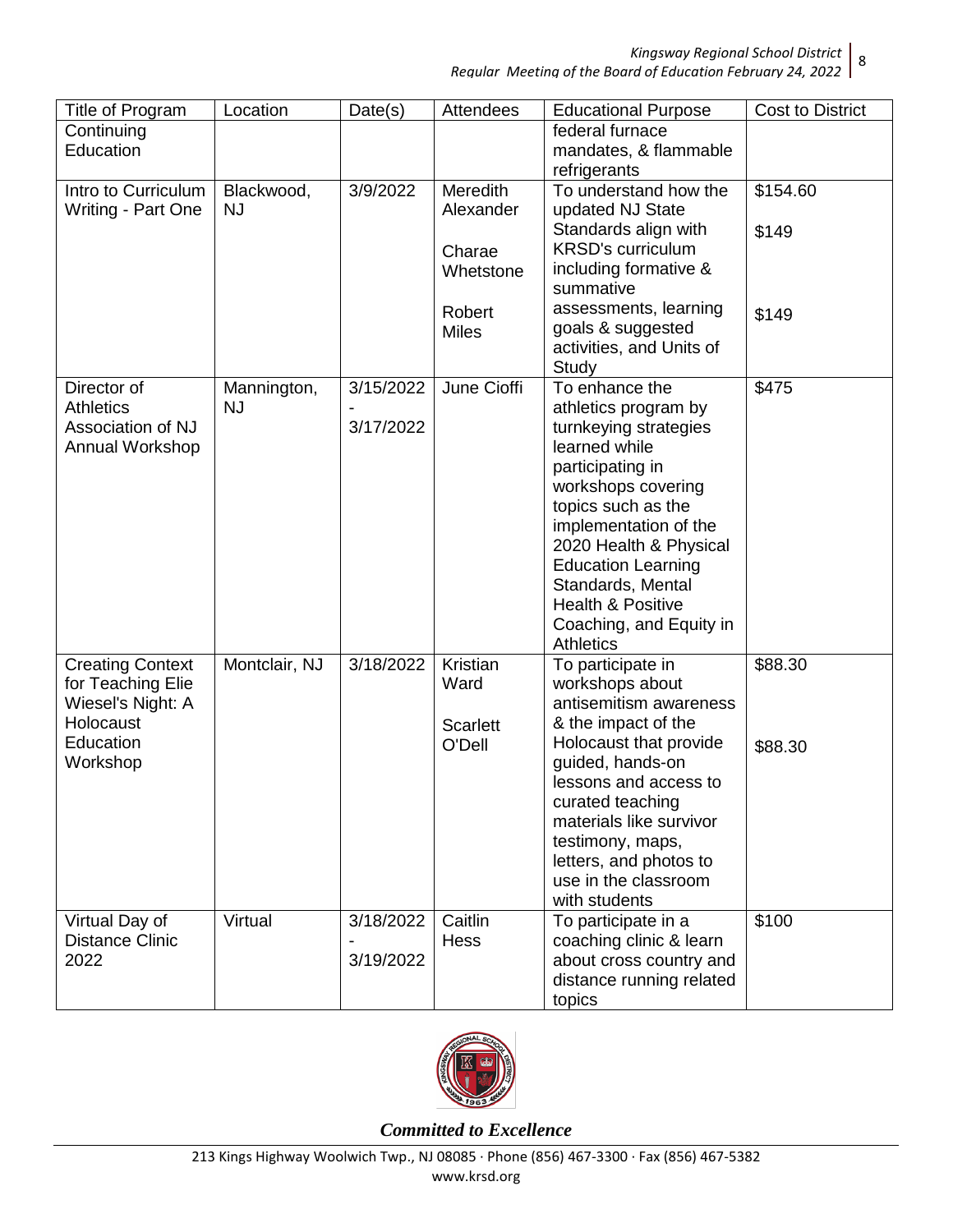| Title of Program | Location | Date(s) | Attendees | Educational Purpose | Cost to District |
|---|---|---|---|---|---|
| Continuing Education | | | | federal furnace mandates, & flammable refrigerants | |
| Intro to Curriculum Writing - Part One | Blackwood, NJ | 3/9/2022 | Meredith Alexander<br><br>Charae Whetstone<br><br>Robert Miles | To understand how the updated NJ State Standards align with KRSD's curriculum including formative & summative assessments, learning goals & suggested activities, and Units of Study | $154.60<br><br>$149<br><br>$149 |
| Director of Athletics Association of NJ Annual Workshop | Mannington, NJ | 3/15/2022 - 3/17/2022 | June Cioffi | To enhance the athletics program by turnkeying strategies learned while participating in workshops covering topics such as the implementation of the 2020 Health & Physical Education Learning Standards, Mental Health & Positive Coaching, and Equity in Athletics | $475 |
| Creating Context for Teaching Elie Wiesel's Night: A Holocaust Education Workshop | Montclair, NJ | 3/18/2022 | Kristian Ward<br><br>Scarlett O'Dell | To participate in workshops about antisemitism awareness & the impact of the Holocaust that provide guided, hands-on lessons and access to curated teaching materials like survivor testimony, maps, letters, and photos to use in the classroom with students | $88.30<br><br>$88.30 |
| Virtual Day of Distance Clinic 2022 | Virtual | 3/18/2022 - 3/19/2022 | Caitlin Hess | To participate in a coaching clinic & learn about cross country and distance running related topics | $100 |

*Committed to Excellence*

213 Kings Highway Woolwich Twp., NJ 08085 · Phone (856) 467-3300 · Fax (856) 467-5382
www.krsd.org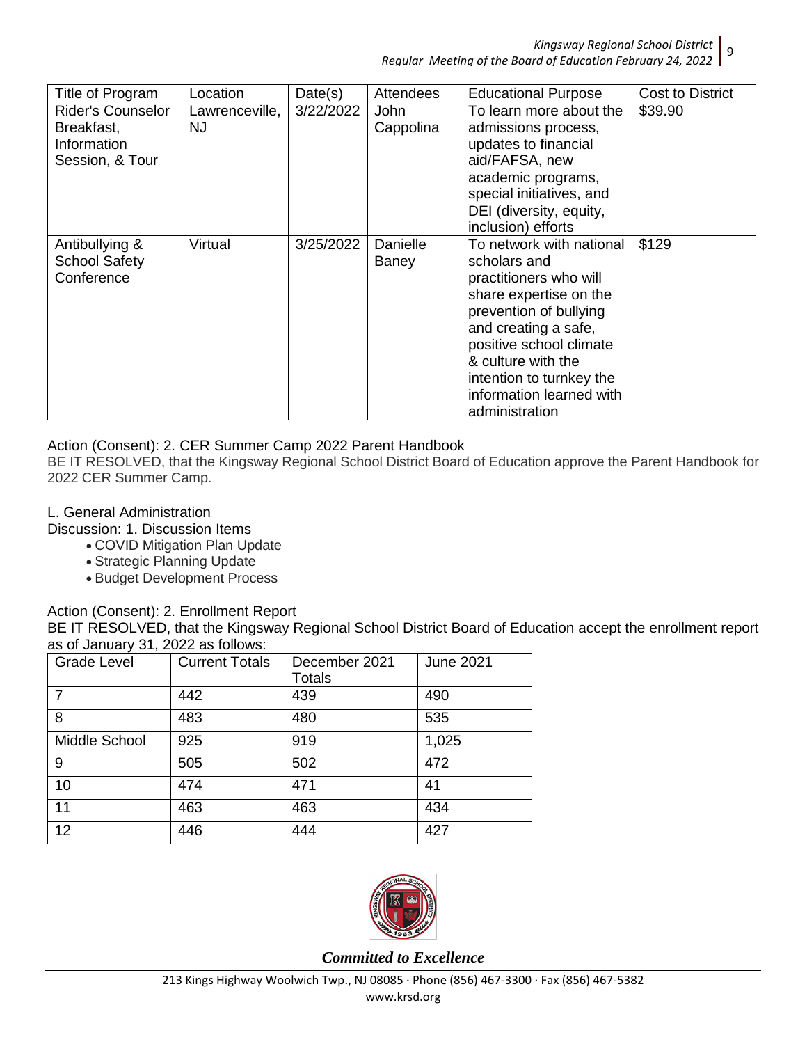| Title of Program | Location | Date(s) | Attendees | Educational Purpose | Cost to District |
|---|---|---|---|---|---|
| Rider's Counselor Breakfast, Information Session, & Tour | Lawrenceville, NJ | 3/22/2022 | John Cappolina | To learn more about the admissions process, updates to financial aid/FAFSA, new academic programs, special initiatives, and DEI (diversity, equity, inclusion) efforts | $39.90 |
| Antibullying & School Safety Conference | Virtual | 3/25/2022 | Danielle Baney | To network with national scholars and practitioners who will share expertise on the prevention of bullying and creating a safe, positive school climate & culture with the intention to turnkey the information learned with administration | $129 |

Action (Consent): 2. CER Summer Camp 2022 Parent Handbook

BE IT RESOLVED, that the Kingsway Regional School District Board of Education approve the Parent Handbook for 2022 CER Summer Camp.

L. General Administration

Discussion: 1. Discussion Items

- COVID Mitigation Plan Update
- Strategic Planning Update
- Budget Development Process

Action (Consent): 2. Enrollment Report

BE IT RESOLVED, that the Kingsway Regional School District Board of Education accept the enrollment report as of January 31, 2022 as follows:

| Grade Level | Current Totals | December 2021 Totals | June 2021 |
|---|---|---|---|
| 7 | 442 | 439 | 490 |
| 8 | 483 | 480 | 535 |
| Middle School | 925 | 919 | 1,025 |
| 9 | 505 | 502 | 472 |
| 10 | 474 | 471 | 41 |
| 11 | 463 | 463 | 434 |
| 12 | 446 | 444 | 427 |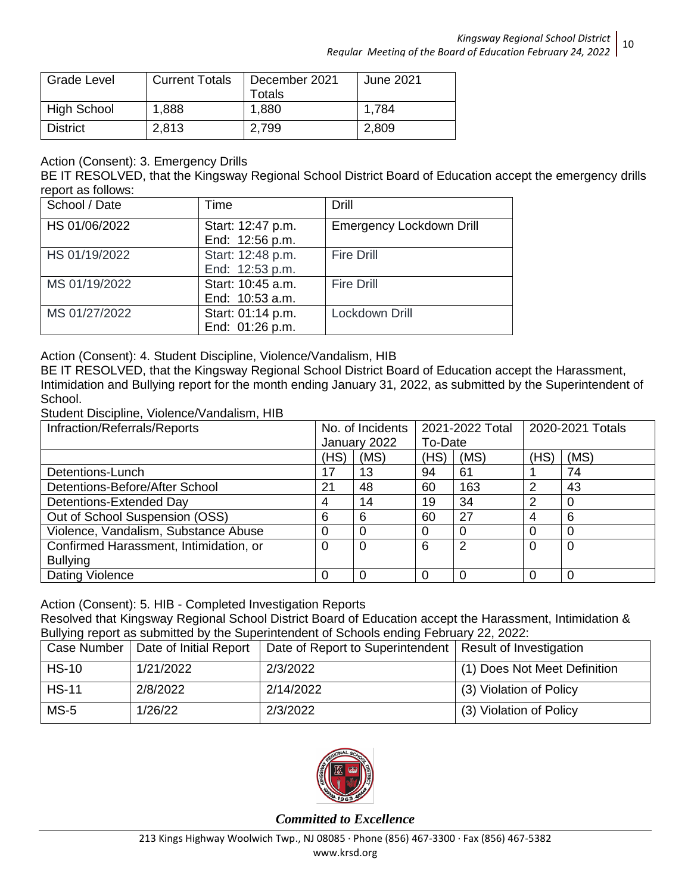| Grade Level | Current Totals | December 2021 Totals | June 2021 |
|---|---|---|---|
| High School | 1,888 | 1,880 | 1,784 |
| District | 2,813 | 2,799 | 2,809 |

Action (Consent): 3. Emergency Drills

BE IT RESOLVED, that the Kingsway Regional School District Board of Education accept the emergency drills report as follows:

| School / Date | Time | Drill |
|---|---|---|
| HS 01/06/2022 | Start: 12:47 p.m. End: 12:56 p.m. | Emergency Lockdown Drill |
| HS 01/19/2022 | Start: 12:48 p.m. End: 12:53 p.m. | Fire Drill |
| MS 01/19/2022 | Start: 10:45 a.m. End: 10:53 a.m. | Fire Drill |
| MS 01/27/2022 | Start: 01:14 p.m. End: 01:26 p.m. | Lockdown Drill |

Action (Consent): 4. Student Discipline, Violence/Vandalism, HIB

BE IT RESOLVED, that the Kingsway Regional School District Board of Education accept the Harassment, Intimidation and Bullying report for the month ending January 31, 2022, as submitted by the Superintendent of School.

Student Discipline, Violence/Vandalism, HIB

| Infraction/Referrals/Reports | No. of Incidents January 2022 | | 2021-2022 Total To-Date | | 2020-2021 Totals | |
|---|---|---|---|---|---|---|
| | (HS) | (MS) | (HS) | (MS) | (HS) | (MS) |
| Detentions-Lunch | 17 | 13 | 94 | 61 | 1 | 74 |
| Detentions-Before/After School | 21 | 48 | 60 | 163 | 2 | 43 |
| Detentions-Extended Day | 4 | 14 | 19 | 34 | 2 | 0 |
| Out of School Suspension (OSS) | 6 | 6 | 60 | 27 | 4 | 6 |
| Violence, Vandalism, Substance Abuse | 0 | 0 | 0 | 0 | 0 | 0 |
| Confirmed Harassment, Intimidation, or Bullying | 0 | 0 | 6 | 2 | 0 | 0 |
| Dating Violence | 0 | 0 | 0 | 0 | 0 | 0 |

Action (Consent): 5. HIB - Completed Investigation Reports

Resolved that Kingsway Regional School District Board of Education accept the Harassment, Intimidation & Bullying report as submitted by the Superintendent of Schools ending February 22, 2022:

| Case Number | Date of Initial Report | Date of Report to Superintendent | Result of Investigation |
|---|---|---|---|
| HS-10 | 1/21/2022 | 2/3/2022 | (1) Does Not Meet Definition |
| HS-11 | 2/8/2022 | 2/14/2022 | (3) Violation of Policy |
| MS-5 | 1/26/22 | 2/3/2022 | (3) Violation of Policy |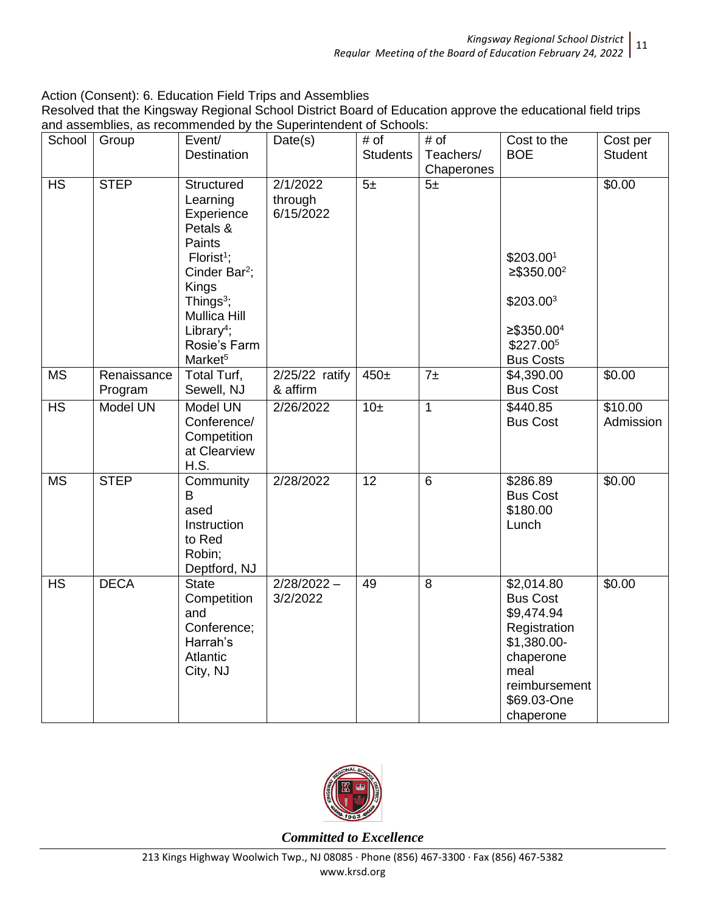Action (Consent): 6. Education Field Trips and Assemblies

Resolved that the Kingsway Regional School District Board of Education approve the educational field trips and assemblies, as recommended by the Superintendent of Schools:

| School | Group | Event/ Destination | Date(s) | # of Students | # of Teachers/ Chaperones | Cost to the BOE | Cost per Student |
|---|---|---|---|---|---|---|---|
| HS | STEP | Structured Learning Experience Petals & Paints Florist[1]; Cinder Bar[2]; Kings Things[3]; Mullica Hill Library[4]; Rosie's Farm Market[5] | 2/1/2022 through 6/15/2022 | 5± | 5± | \$203.00[1] ≥\$350.00[2] \$203.00[3] ≥\$350.00[4] \$227.00[5] Bus Costs | \$0.00 |
| MS | Renaissance Program | Total Turf, Sewell, NJ | 2/25/22 ratify & affirm | 450± | 7± | \$4,390.00 Bus Cost | \$0.00 |
| HS | Model UN | Model UN Conference/ Competition at Clearview H.S. | 2/26/2022 | 10± | 1 | \$440.85 Bus Cost | \$10.00 Admission |
| MS | STEP | Community Based Instruction to Red Robin; Deptford, NJ | 2/28/2022 | 12 | 6 | \$286.89 Bus Cost \$180.00 Lunch | \$0.00 |
| HS | DECA | State Competition and Conference; Harrah's Atlantic City, NJ | 2/28/2022 – 3/2/2022 | 49 | 8 | \$2,014.80 Bus Cost \$9,474.94 Registration \$1,380.00- chaperone meal reimbursement \$69.03-One chaperone | \$0.00 |

*Committed to Excellence*

213 Kings Highway Woolwich Twp., NJ 08085 · Phone (856) 467-3300 · Fax (856) 467-5382
www.krsd.org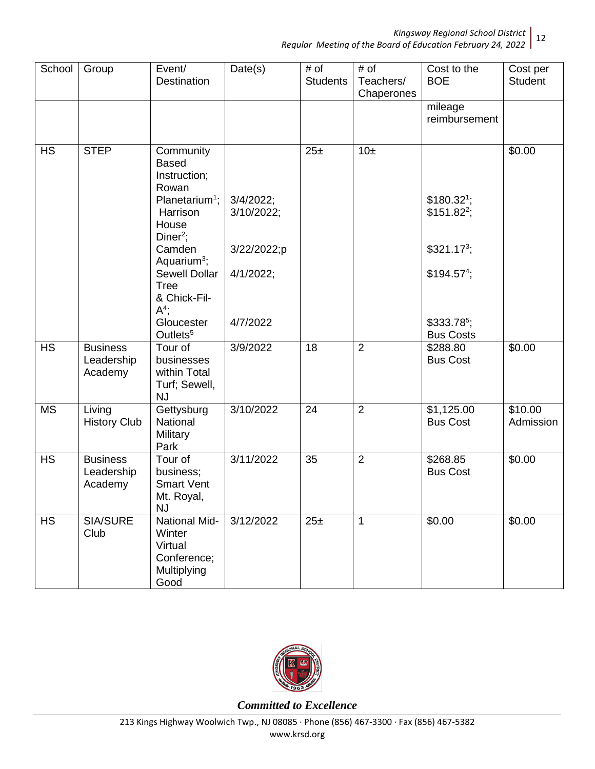| School | Group | Event/ Destination | Date(s) | # of Students | # of Teachers/ Chaperones | Cost to the BOE | Cost per Student |
|---|---|---|---|---|---|---|---|
| | | | | | | mileage reimbursement | |
| HS | STEP | Community Based Instruction; Rowan Planetarium[1]; Harrison House Diner[2]; Camden Aquarium[3]; Sewell Dollar Tree & Chick-Fil-A[4]; Gloucester Outlets[5] | 3/4/2022; 3/10/2022; 3/22/2022;p 4/1/2022; 4/7/2022 | 25± | 10± | $180.32[1]; $151.82[2]; $321.17[3]; $194.57[4]; $333.78[5]; Bus Costs | $0.00 |
| HS | Business Leadership Academy | Tour of businesses within Total Turf; Sewell, NJ | 3/9/2022 | 18 | 2 | $288.80 Bus Cost | $0.00 |
| MS | Living History Club | Gettysburg National Military Park | 3/10/2022 | 24 | 2 | $1,125.00 Bus Cost | $10.00 Admission |
| HS | Business Leadership Academy | Tour of business; Smart Vent Mt. Royal, NJ | 3/11/2022 | 35 | 2 | $268.85 Bus Cost | $0.00 |
| HS | SIA/SURE Club | National Mid-Winter Virtual Conference; Multiplying Good | 3/12/2022 | 25± | 1 | $0.00 | $0.00 |

*Committed to Excellence*

213 Kings Highway Woolwich Twp., NJ 08085 · Phone (856) 467-3300 · Fax (856) 467-5382
www.krsd.org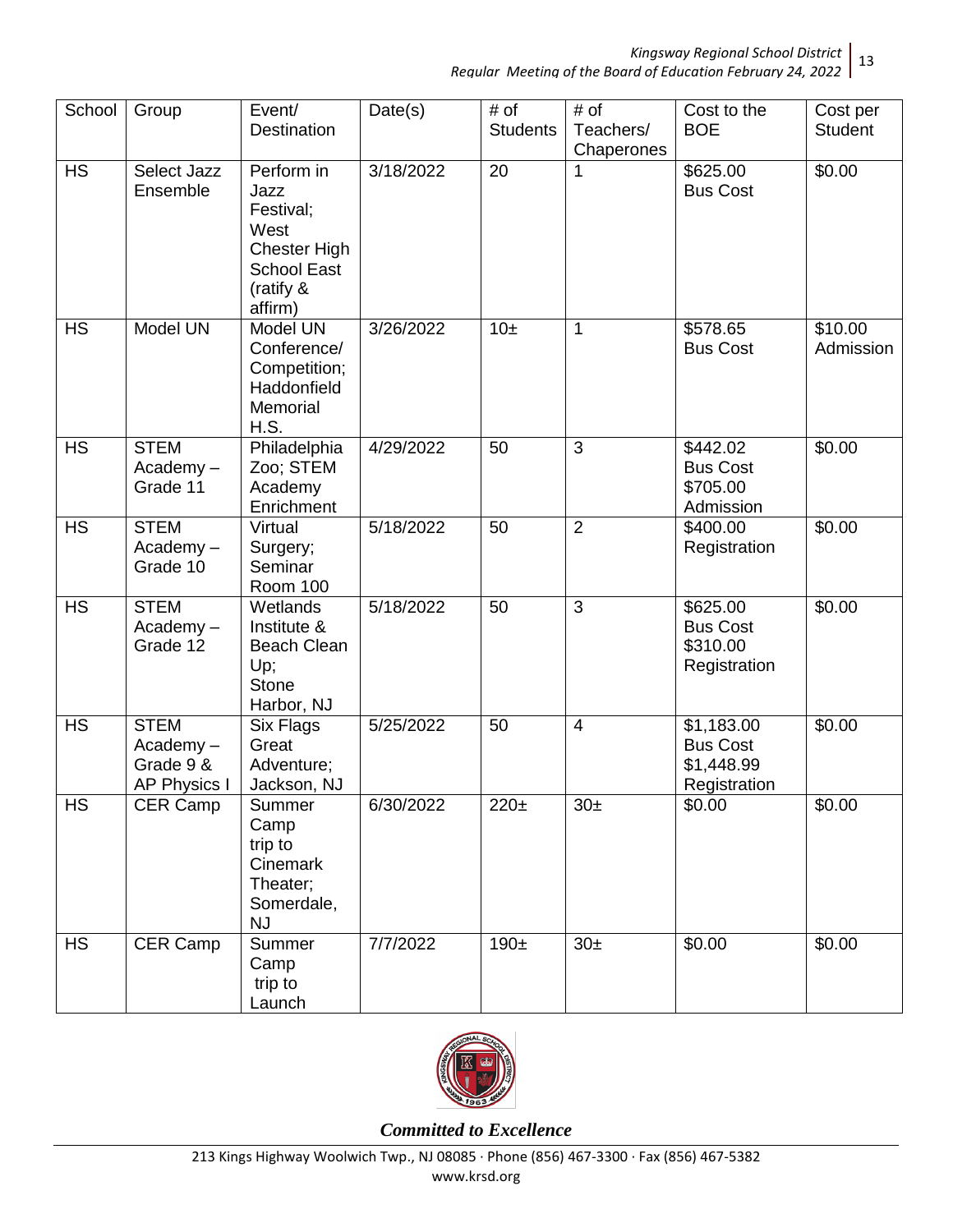| School | Group | Event/ Destination | Date(s) | # of Students | # of Teachers/ Chaperones | Cost to the BOE | Cost per Student |
|---|---|---|---|---|---|---|---|
| HS | Select Jazz Ensemble | Perform in Jazz Festival; West Chester High School East (ratify & affirm) | 3/18/2022 | 20 | 1 | $625.00 Bus Cost | $0.00 |
| HS | Model UN | Model UN Conference/ Competition; Haddonfield Memorial H.S. | 3/26/2022 | 10± | 1 | $578.65 Bus Cost | $10.00 Admission |
| HS | STEM Academy – Grade 11 | Philadelphia Zoo; STEM Academy Enrichment | 4/29/2022 | 50 | 3 | $442.02 Bus Cost $705.00 Admission | $0.00 |
| HS | STEM Academy – Grade 10 | Virtual Surgery; Seminar Room 100 | 5/18/2022 | 50 | 2 | $400.00 Registration | $0.00 |
| HS | STEM Academy – Grade 12 | Wetlands Institute & Beach Clean Up; Stone Harbor, NJ | 5/18/2022 | 50 | 3 | $625.00 Bus Cost $310.00 Registration | $0.00 |
| HS | STEM Academy – Grade 9 & AP Physics I | Six Flags Great Adventure; Jackson, NJ | 5/25/2022 | 50 | 4 | $1,183.00 Bus Cost $1,448.99 Registration | $0.00 |
| HS | CER Camp | Summer Camp trip to Cinemark Theater; Somerdale, NJ | 6/30/2022 | 220± | 30± | $0.00 | $0.00 |
| HS | CER Camp | Summer Camp trip to Launch | 7/7/2022 | 190± | 30± | $0.00 | $0.00 |

*Committed to Excellence*

213 Kings Highway Woolwich Twp., NJ 08085 · Phone (856) 467-3300 · Fax (856) 467-5382
www.krsd.org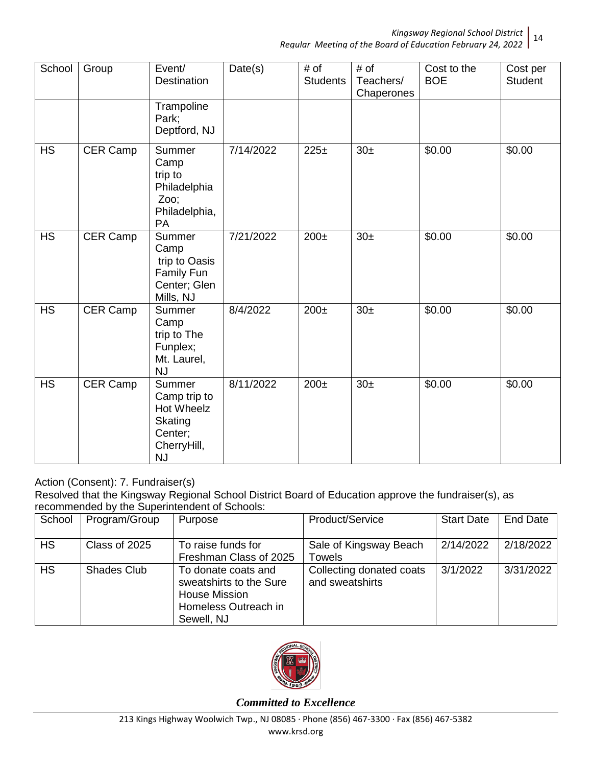| School | Group | Event/ Destination | Date(s) | # of Students | # of Teachers/ Chaperones | Cost to the BOE | Cost per Student |
|---|---|---|---|---|---|---|---|
| | | Trampoline Park; Deptford, NJ | | | | | |
| HS | CER Camp | Summer Camp trip to Philadelphia Zoo; Philadelphia, PA | 7/14/2022 | 225± | 30± | $0.00 | $0.00 |
| HS | CER Camp | Summer Camp trip to Oasis Family Fun Center; Glen Mills, NJ | 7/21/2022 | 200± | 30± | $0.00 | $0.00 |
| HS | CER Camp | Summer Camp trip to The Funplex; Mt. Laurel, NJ | 8/4/2022 | 200± | 30± | $0.00 | $0.00 |
| HS | CER Camp | Summer Camp trip to Hot Wheelz Skating Center; CherryHill, NJ | 8/11/2022 | 200± | 30± | $0.00 | $0.00 |

Action (Consent): 7. Fundraiser(s)

Resolved that the Kingsway Regional School District Board of Education approve the fundraiser(s), as recommended by the Superintendent of Schools:

| School | Program/Group | Purpose | Product/Service | Start Date | End Date |
|---|---|---|---|---|---|
| HS | Class of 2025 | To raise funds for Freshman Class of 2025 | Sale of Kingsway Beach Towels | 2/14/2022 | 2/18/2022 |
| HS | Shades Club | To donate coats and sweatshirts to the Sure House Mission Homeless Outreach in Sewell, NJ | Collecting donated coats and sweatshirts | 3/1/2022 | 3/31/2022 |

*Committed to Excellence*

213 Kings Highway Woolwich Twp., NJ 08085 · Phone (856) 467-3300 · Fax (856) 467-5382
www.krsd.org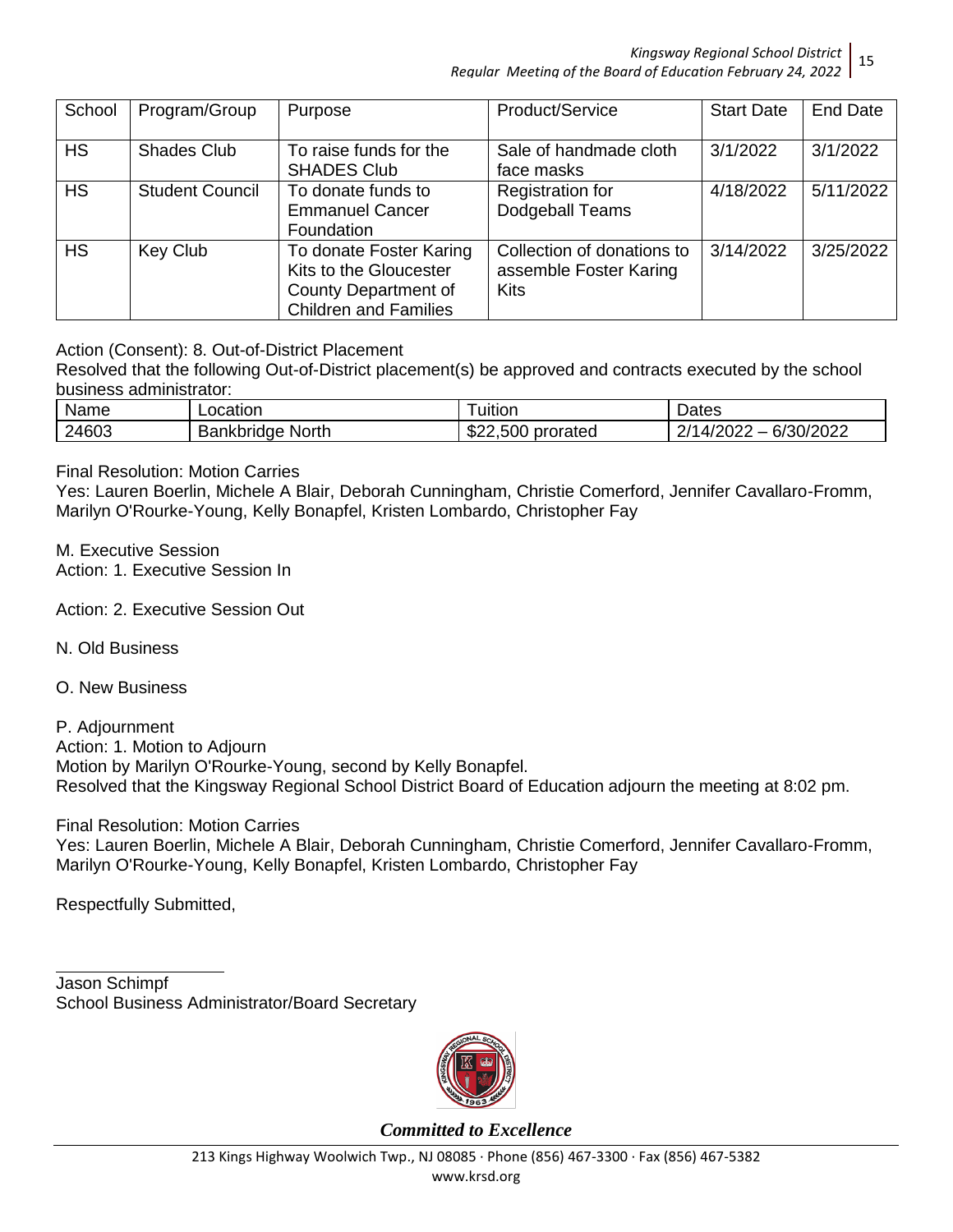| School | Program/Group | Purpose | Product/Service | Start Date | End Date |
|---|---|---|---|---|---|
| HS | Shades Club | To raise funds for the SHADES Club | Sale of handmade cloth face masks | 3/1/2022 | 3/1/2022 |
| HS | Student Council | To donate funds to Emmanuel Cancer Foundation | Registration for Dodgeball Teams | 4/18/2022 | 5/11/2022 |
| HS | Key Club | To donate Foster Karing Kits to the Gloucester County Department of Children and Families | Collection of donations to assemble Foster Karing Kits | 3/14/2022 | 3/25/2022 |

Action (Consent): 8. Out-of-District Placement

Resolved that the following Out-of-District placement(s) be approved and contracts executed by the school business administrator:

| Name | Location | Tuition | Dates |
|---|---|---|---|
| 24603 | Bankbridge North | $22,500 prorated | 2/14/2022 – 6/30/2022 |

Final Resolution: Motion Carries

Yes: Lauren Boerlin, Michele A Blair, Deborah Cunningham, Christie Comerford, Jennifer Cavallaro-Fromm, Marilyn O'Rourke-Young, Kelly Bonapfel, Kristen Lombardo, Christopher Fay

M. Executive Session

Action: 1. Executive Session In

Action: 2. Executive Session Out

N. Old Business

O. New Business

P. Adjournment

Action: 1. Motion to Adjourn

Motion by Marilyn O'Rourke-Young, second by Kelly Bonapfel.

Resolved that the Kingsway Regional School District Board of Education adjourn the meeting at 8:02 pm.

Final Resolution: Motion Carries

Yes: Lauren Boerlin, Michele A Blair, Deborah Cunningham, Christie Comerford, Jennifer Cavallaro-Fromm, Marilyn O'Rourke-Young, Kelly Bonapfel, Kristen Lombardo, Christopher Fay

Respectfully Submitted,

Jason Schimpf
School Business Administrator/Board Secretary